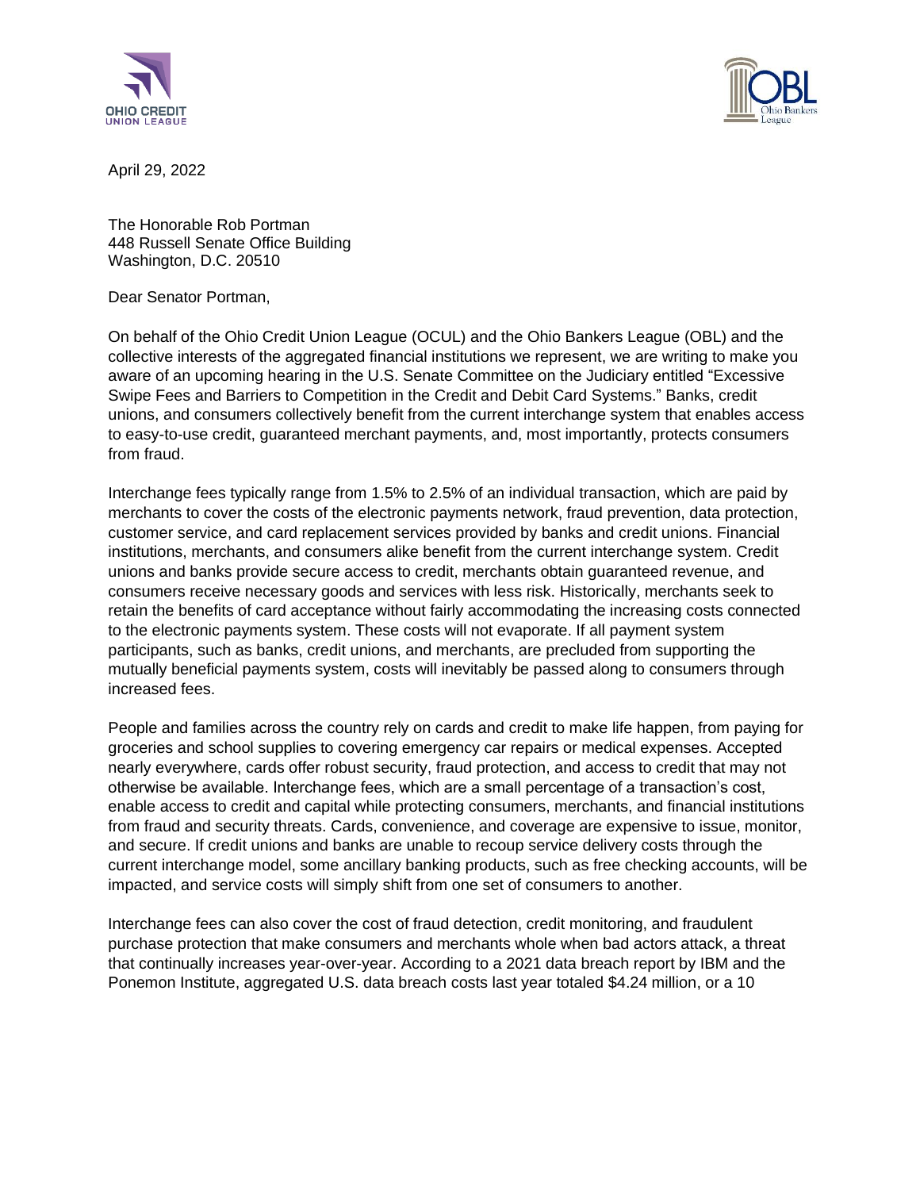April 29, 2022

The Honorable Rob Portman
448 Russell Senate Office Building
Washington, D.C. 20510

Dear Senator Portman,

On behalf of the Ohio Credit Union League (OCUL) and the Ohio Bankers League (OBL) and the collective interests of the aggregated financial institutions we represent, we are writing to make you aware of an upcoming hearing in the U.S. Senate Committee on the Judiciary entitled "Excessive Swipe Fees and Barriers to Competition in the Credit and Debit Card Systems." Banks, credit unions, and consumers collectively benefit from the current interchange system that enables access to easy-to-use credit, guaranteed merchant payments, and, most importantly, protects consumers from fraud.

Interchange fees typically range from 1.5% to 2.5% of an individual transaction, which are paid by merchants to cover the costs of the electronic payments network, fraud prevention, data protection, customer service, and card replacement services provided by banks and credit unions. Financial institutions, merchants, and consumers alike benefit from the current interchange system. Credit unions and banks provide secure access to credit, merchants obtain guaranteed revenue, and consumers receive necessary goods and services with less risk. Historically, merchants seek to retain the benefits of card acceptance without fairly accommodating the increasing costs connected to the electronic payments system. These costs will not evaporate. If all payment system participants, such as banks, credit unions, and merchants, are precluded from supporting the mutually beneficial payments system, costs will inevitably be passed along to consumers through increased fees.

People and families across the country rely on cards and credit to make life happen, from paying for groceries and school supplies to covering emergency car repairs or medical expenses. Accepted nearly everywhere, cards offer robust security, fraud protection, and access to credit that may not otherwise be available. Interchange fees, which are a small percentage of a transaction's cost, enable access to credit and capital while protecting consumers, merchants, and financial institutions from fraud and security threats. Cards, convenience, and coverage are expensive to issue, monitor, and secure. If credit unions and banks are unable to recoup service delivery costs through the current interchange model, some ancillary banking products, such as free checking accounts, will be impacted, and service costs will simply shift from one set of consumers to another.

Interchange fees can also cover the cost of fraud detection, credit monitoring, and fraudulent purchase protection that make consumers and merchants whole when bad actors attack, a threat that continually increases year-over-year. According to a 2021 data breach report by IBM and the Ponemon Institute, aggregated U.S. data breach costs last year totaled $4.24 million, or a 10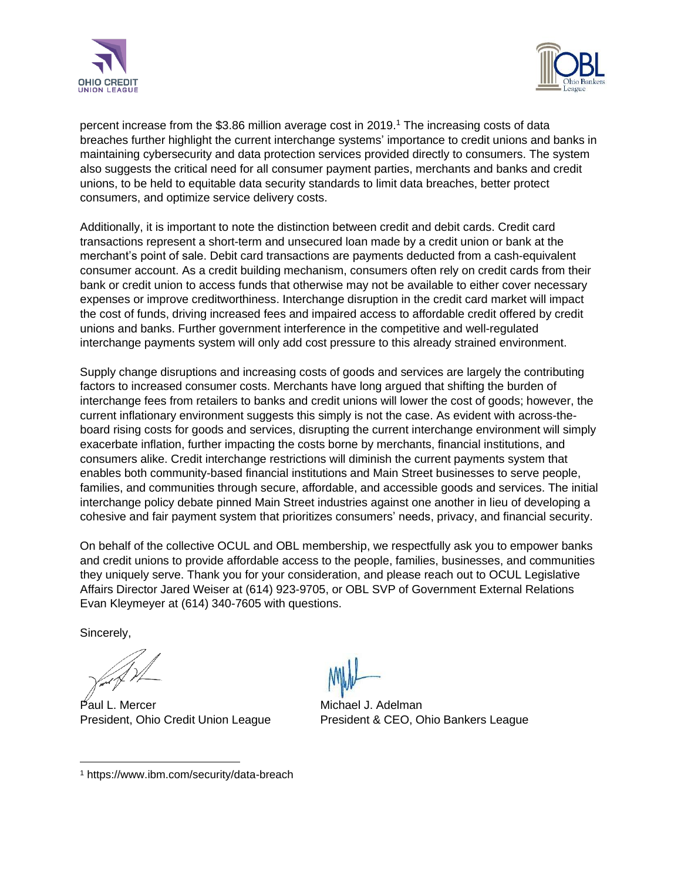percent increase from the $3.86 million average cost in 2019.[1] The increasing costs of data breaches further highlight the current interchange systems' importance to credit unions and banks in maintaining cybersecurity and data protection services provided directly to consumers. The system also suggests the critical need for all consumer payment parties, merchants and banks and credit unions, to be held to equitable data security standards to limit data breaches, better protect consumers, and optimize service delivery costs.

Additionally, it is important to note the distinction between credit and debit cards. Credit card transactions represent a short-term and unsecured loan made by a credit union or bank at the merchant's point of sale. Debit card transactions are payments deducted from a cash-equivalent consumer account. As a credit building mechanism, consumers often rely on credit cards from their bank or credit union to access funds that otherwise may not be available to either cover necessary expenses or improve creditworthiness. Interchange disruption in the credit card market will impact the cost of funds, driving increased fees and impaired access to affordable credit offered by credit unions and banks. Further government interference in the competitive and well-regulated interchange payments system will only add cost pressure to this already strained environment.

Supply change disruptions and increasing costs of goods and services are largely the contributing factors to increased consumer costs. Merchants have long argued that shifting the burden of interchange fees from retailers to banks and credit unions will lower the cost of goods; however, the current inflationary environment suggests this simply is not the case. As evident with across-the-board rising costs for goods and services, disrupting the current interchange environment will simply exacerbate inflation, further impacting the costs borne by merchants, financial institutions, and consumers alike. Credit interchange restrictions will diminish the current payments system that enables both community-based financial institutions and Main Street businesses to serve people, families, and communities through secure, affordable, and accessible goods and services. The initial interchange policy debate pinned Main Street industries against one another in lieu of developing a cohesive and fair payment system that prioritizes consumers' needs, privacy, and financial security.

On behalf of the collective OCUL and OBL membership, we respectfully ask you to empower banks and credit unions to provide affordable access to the people, families, businesses, and communities they uniquely serve. Thank you for your consideration, and please reach out to OCUL Legislative Affairs Director Jared Weiser at (614) 923-9705, or OBL SVP of Government External Relations Evan Kleymeyer at (614) 340-7605 with questions.

Sincerely,

Paul L. Mercer
President, Ohio Credit Union League

Michael J. Adelman
President & CEO, Ohio Bankers League

[1] https://www.ibm.com/security/data-breach